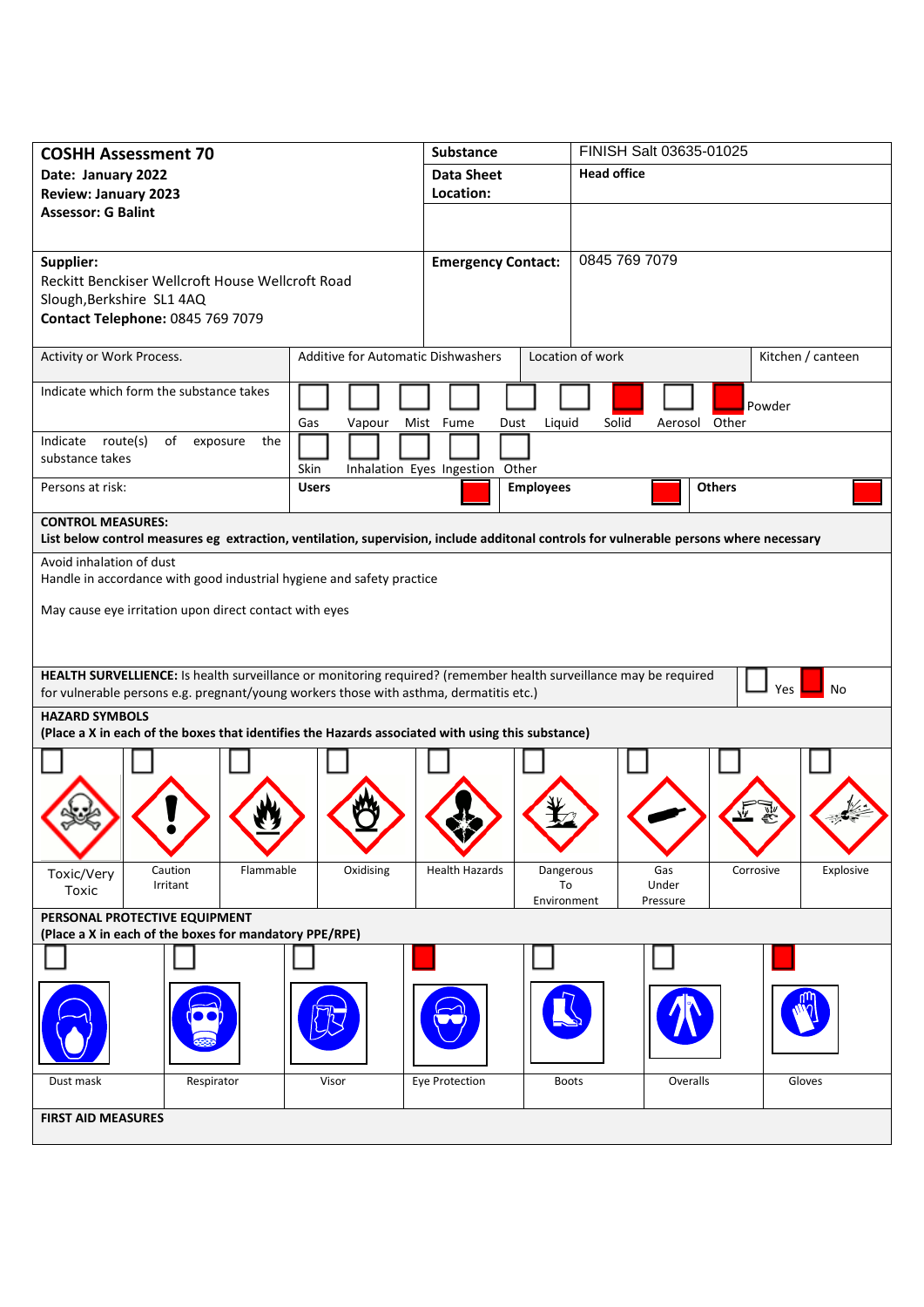| **COSHH Assessment 70** | **Substance** | FINISH Salt 03635-01025 |
|---|---|---|
| **Date: January 2022**<br>**Review: January 2023**<br>**Assessor: G Balint** | **Data Sheet Location:** | **Head office** |
| **Supplier:**<br>Reckitt Benckiser Wellcroft House Wellcroft Road<br>Slough,Berkshire SL1 4AQ<br>**Contact Telephone:** 0845 769 7079 | **Emergency Contact:** | 0845 769 7079 |

| Activity or Work Process. | Additive for Automatic Dishwashers | Location of work | Kitchen / canteen |
|---|---|---|---|

**Indicate which form the substance takes**

| Gas | Vapour | Mist | Fume | Dust | Liquid | Solid | Aerosol | Other |
|---|---|---|---|---|---|---|---|---|
| ☐ | ☐ | ☐ | ☐ | ☐ | ☐ | ☒ | ☐ | ☒ Powder |

**Indicate route(s) of exposure the substance takes**

| Skin | Inhalation | Eyes | Ingestion | Other |
|---|---|---|---|---|
| ☐ | ☐ | ☐ | ☐ | ☐ |

**Persons at risk:**

| Users | Employees | Others |
|---|---|---|
| ☒ | ☒ | ☒ |

**CONTROL MEASURES:**
**List below control measures eg extraction, ventilation, supervision, include additonal controls for vulnerable persons where necessary**

Avoid inhalation of dust
Handle in accordance with good industrial hygiene and safety practice

May cause eye irritation upon direct contact with eyes

**HEALTH SURVELLIENCE:** Is health surveillance or monitoring required? (remember health surveillance may be required for vulnerable persons e.g. pregnant/young workers those with asthma, dermatitis etc.)

☐ Yes ☒ No

**HAZARD SYMBOLS**
**(Place a X in each of the boxes that identifies the Hazards associated with using this substance)**

| Toxic/Very Toxic | Caution Irritant | Flammable | Oxidising | Health Hazards | Dangerous To Environment | Gas Under Pressure | Corrosive | Explosive |
|---|---|---|---|---|---|---|---|---|
| ☐ | ☐ | ☐ | ☐ | ☐ | ☐ | ☐ | ☐ | ☐ |

**PERSONAL PROTECTIVE EQUIPMENT**
**(Place a X in each of the boxes for mandatory PPE/RPE)**

| Dust mask | Respirator | Visor | Eye Protection | Boots | Overalls | Gloves |
|---|---|---|---|---|---|---|
| ☐ | ☐ | ☐ | ☒ | ☐ | ☐ | ☒ |

**FIRST AID MEASURES**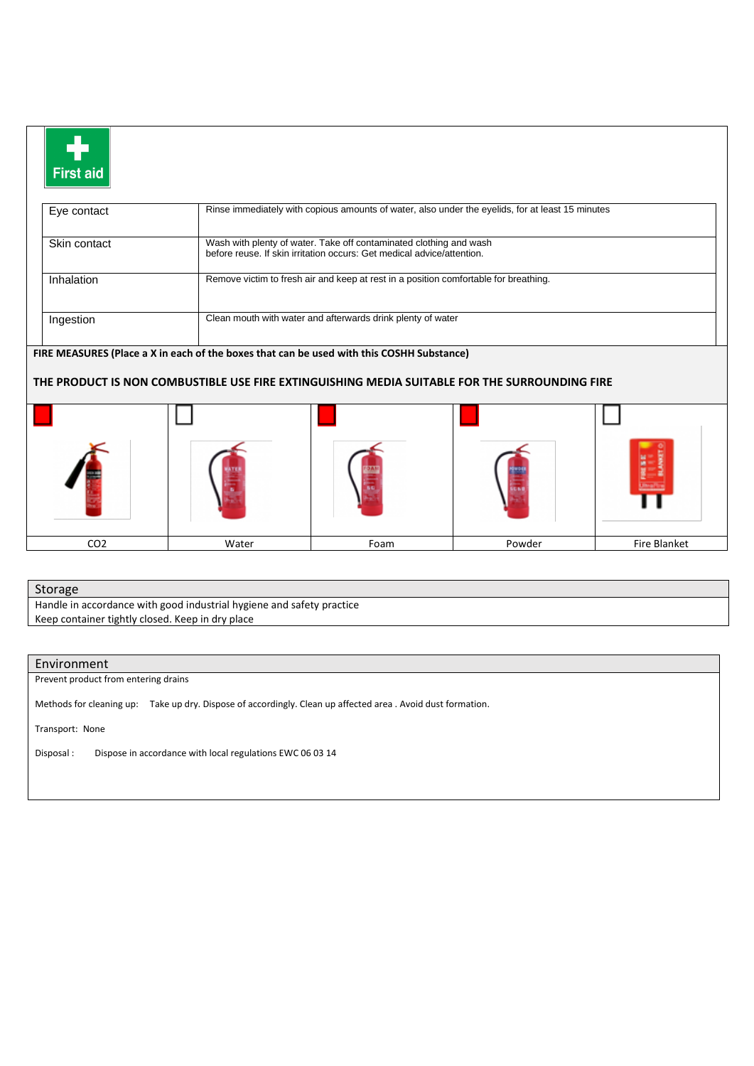**First aid**

| | |
|---|---|
| Eye contact | Rinse immediately with copious amounts of water, also under the eyelids, for at least 15 minutes |
| Skin contact | Wash with plenty of water. Take off contaminated clothing and wash before reuse. If skin irritation occurs: Get medical advice/attention. |
| Inhalation | Remove victim to fresh air and keep at rest in a position comfortable for breathing. |
| Ingestion | Clean mouth with water and afterwards drink plenty of water |

**FIRE MEASURES (Place a X in each of the boxes that can be used with this COSHH Substance)**

**THE PRODUCT IS NON COMBUSTIBLE USE FIRE EXTINGUISHING MEDIA SUITABLE FOR THE SURROUNDING FIRE**

| CO2 | Water | Foam | Powder | Fire Blanket |
|---|---|---|---|---|
| ■ | ☐ | ■ | ■ | ☐ |

## Storage

Handle in accordance with good industrial hygiene and safety practice

Keep container tightly closed. Keep in dry place

## Environment

Prevent product from entering drains

Methods for cleaning up: Take up dry. Dispose of accordingly. Clean up affected area . Avoid dust formation.

Transport: None

Disposal : Dispose in accordance with local regulations EWC 06 03 14